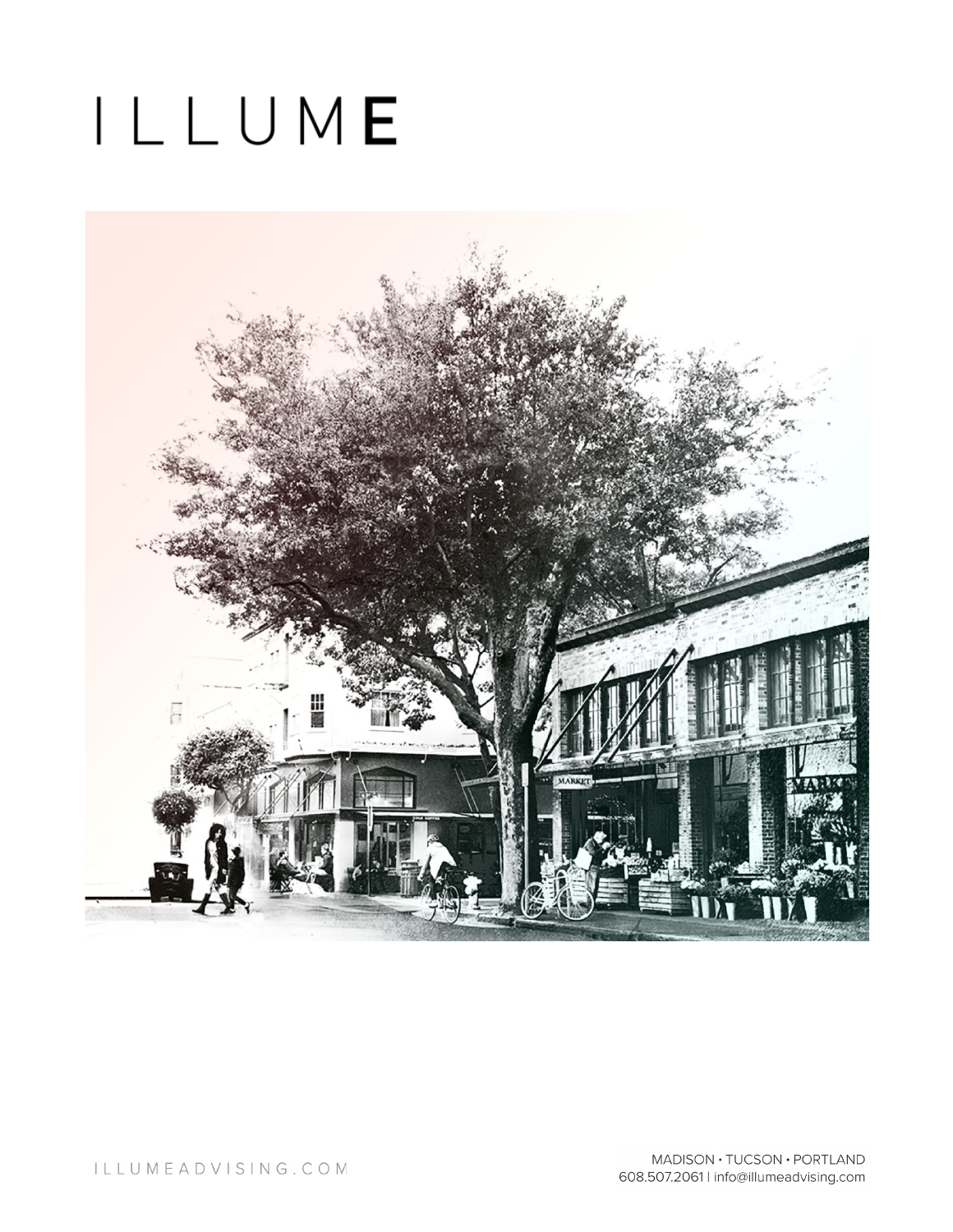# ILLUME

ILLUMEADVISING.COM

MADISON • TUCSON • PORTLAND
608.507.2061 | info@illumeadvising.com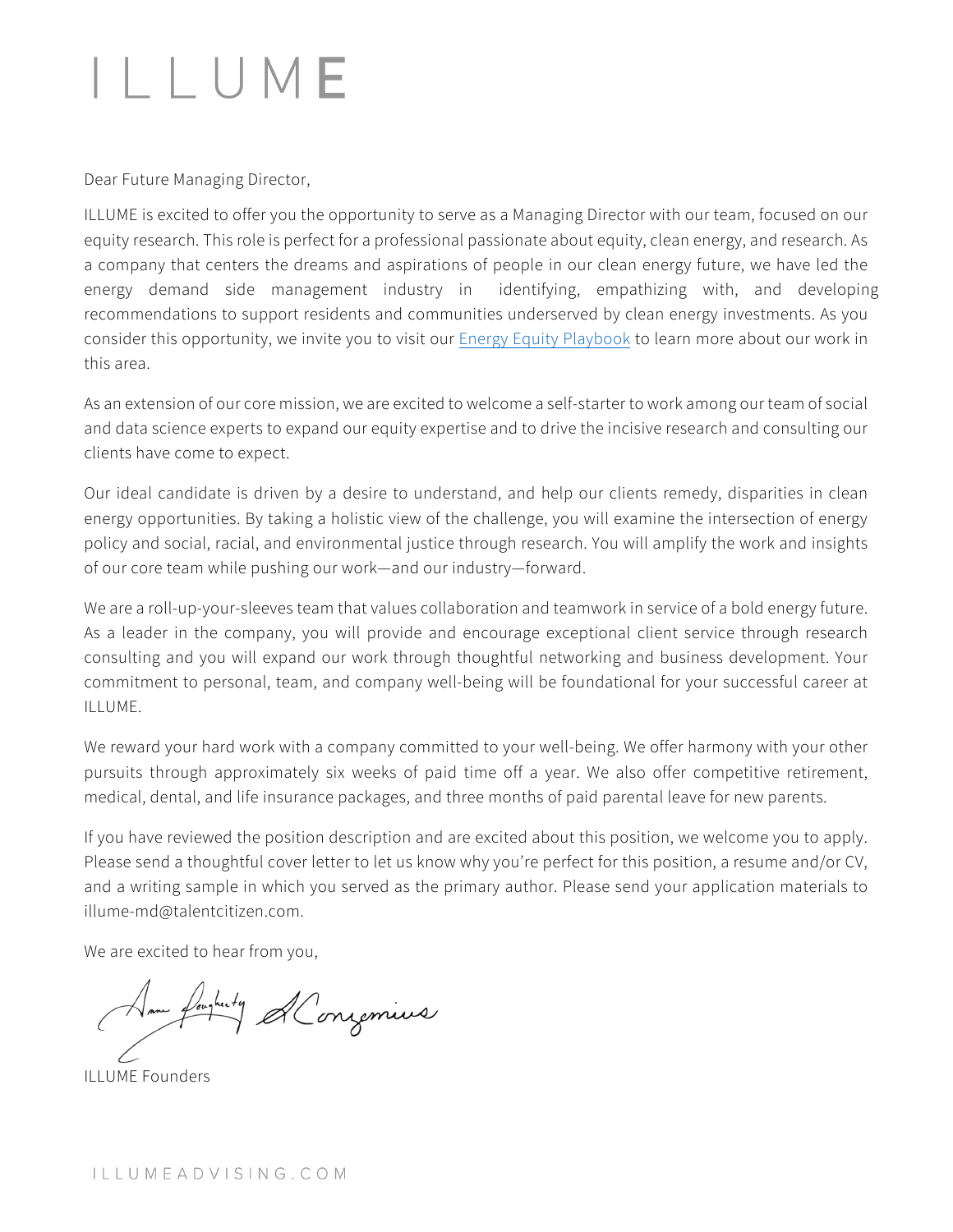# ILLUME

Dear Future Managing Director,

ILLUME is excited to offer you the opportunity to serve as a Managing Director with our team, focused on our equity research. This role is perfect for a professional passionate about equity, clean energy, and research. As a company that centers the dreams and aspirations of people in our clean energy future, we have led the energy demand side management industry in identifying, empathizing with, and developing recommendations to support residents and communities underserved by clean energy investments. As you consider this opportunity, we invite you to visit our Energy Equity Playbook to learn more about our work in this area.

As an extension of our core mission, we are excited to welcome a self-starter to work among our team of social and data science experts to expand our equity expertise and to drive the incisive research and consulting our clients have come to expect.

Our ideal candidate is driven by a desire to understand, and help our clients remedy, disparities in clean energy opportunities. By taking a holistic view of the challenge, you will examine the intersection of energy policy and social, racial, and environmental justice through research. You will amplify the work and insights of our core team while pushing our work—and our industry—forward.

We are a roll-up-your-sleeves team that values collaboration and teamwork in service of a bold energy future. As a leader in the company, you will provide and encourage exceptional client service through research consulting and you will expand our work through thoughtful networking and business development. Your commitment to personal, team, and company well-being will be foundational for your successful career at ILLUME.

We reward your hard work with a company committed to your well-being. We offer harmony with your other pursuits through approximately six weeks of paid time off a year. We also offer competitive retirement, medical, dental, and life insurance packages, and three months of paid parental leave for new parents.

If you have reviewed the position description and are excited about this position, we welcome you to apply. Please send a thoughtful cover letter to let us know why you're perfect for this position, a resume and/or CV, and a writing sample in which you served as the primary author. Please send your application materials to illume-md@talentcitizen.com.

We are excited to hear from you,

ILLUME Founders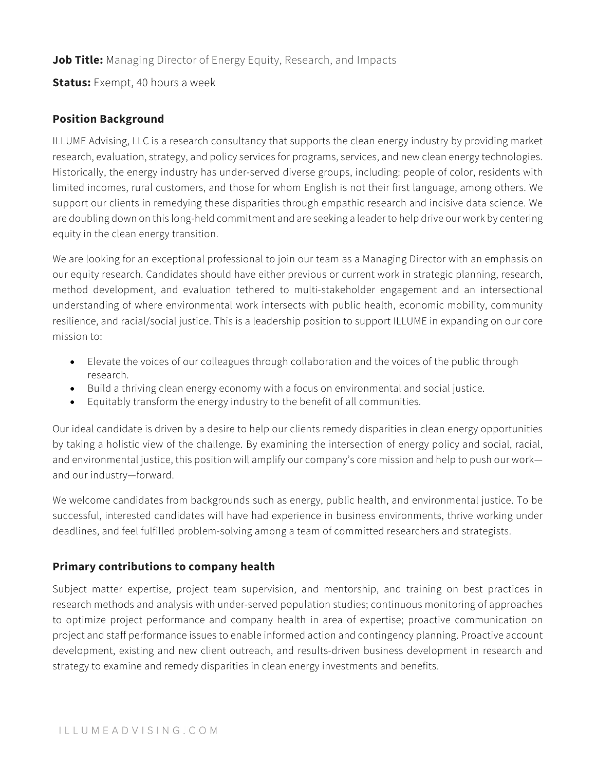**Job Title:** Managing Director of Energy Equity, Research, and Impacts

**Status:** Exempt, 40 hours a week

## Position Background

ILLUME Advising, LLC is a research consultancy that supports the clean energy industry by providing market research, evaluation, strategy, and policy services for programs, services, and new clean energy technologies. Historically, the energy industry has under-served diverse groups, including: people of color, residents with limited incomes, rural customers, and those for whom English is not their first language, among others. We support our clients in remedying these disparities through empathic research and incisive data science. We are doubling down on this long-held commitment and are seeking a leader to help drive our work by centering equity in the clean energy transition.

We are looking for an exceptional professional to join our team as a Managing Director with an emphasis on our equity research. Candidates should have either previous or current work in strategic planning, research, method development, and evaluation tethered to multi-stakeholder engagement and an intersectional understanding of where environmental work intersects with public health, economic mobility, community resilience, and racial/social justice. This is a leadership position to support ILLUME in expanding on our core mission to:

- Elevate the voices of our colleagues through collaboration and the voices of the public through research.
- Build a thriving clean energy economy with a focus on environmental and social justice.
- Equitably transform the energy industry to the benefit of all communities.

Our ideal candidate is driven by a desire to help our clients remedy disparities in clean energy opportunities by taking a holistic view of the challenge. By examining the intersection of energy policy and social, racial, and environmental justice, this position will amplify our company's core mission and help to push our work—and our industry—forward.

We welcome candidates from backgrounds such as energy, public health, and environmental justice. To be successful, interested candidates will have had experience in business environments, thrive working under deadlines, and feel fulfilled problem-solving among a team of committed researchers and strategists.

## Primary contributions to company health

Subject matter expertise, project team supervision, and mentorship, and training on best practices in research methods and analysis with under-served population studies; continuous monitoring of approaches to optimize project performance and company health in area of expertise; proactive communication on project and staff performance issues to enable informed action and contingency planning. Proactive account development, existing and new client outreach, and results-driven business development in research and strategy to examine and remedy disparities in clean energy investments and benefits.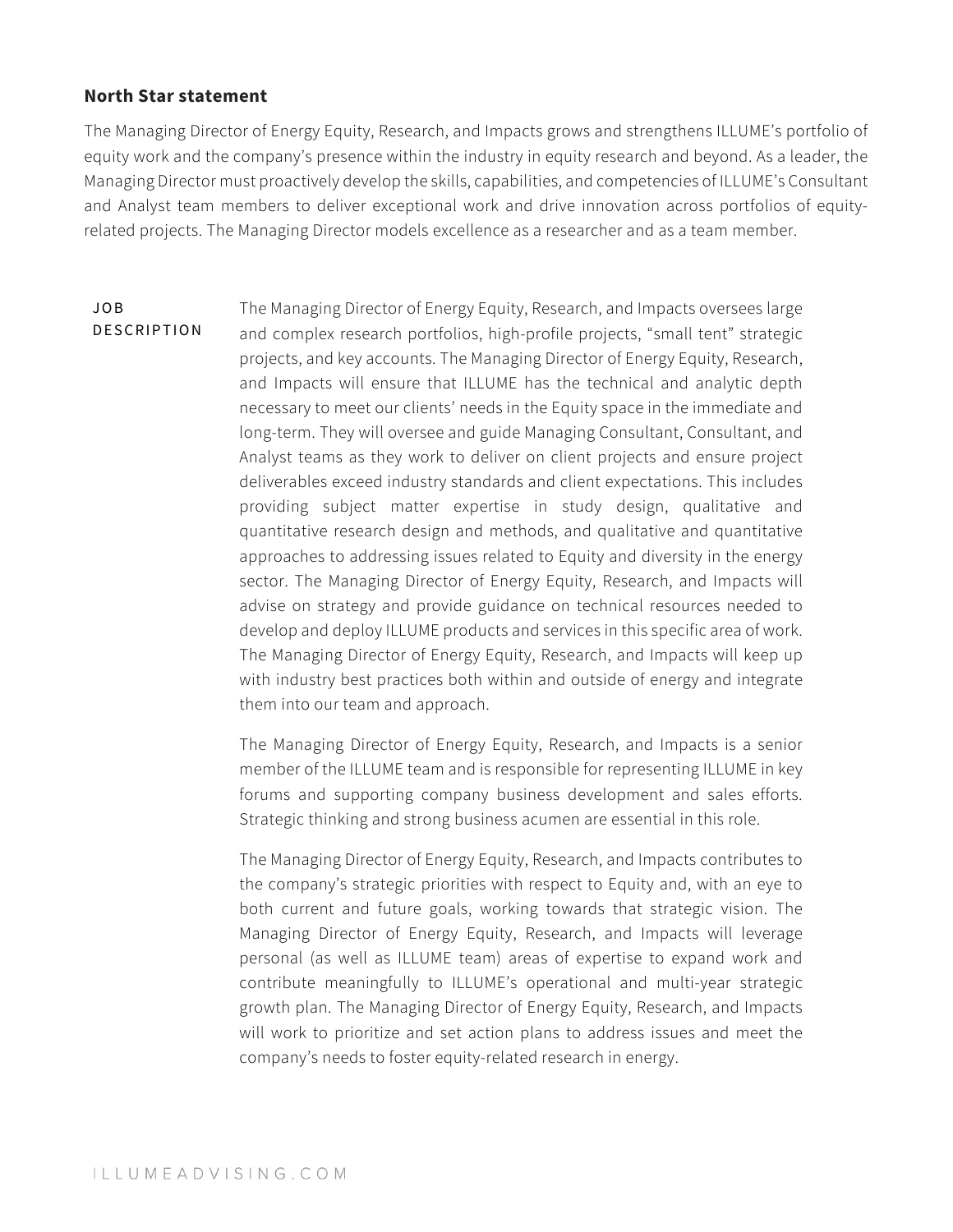## North Star statement

The Managing Director of Energy Equity, Research, and Impacts grows and strengthens ILLUME's portfolio of equity work and the company's presence within the industry in equity research and beyond. As a leader, the Managing Director must proactively develop the skills, capabilities, and competencies of ILLUME's Consultant and Analyst team members to deliver exceptional work and drive innovation across portfolios of equity-related projects. The Managing Director models excellence as a researcher and as a team member.

### JOB DESCRIPTION

The Managing Director of Energy Equity, Research, and Impacts oversees large and complex research portfolios, high-profile projects, "small tent" strategic projects, and key accounts. The Managing Director of Energy Equity, Research, and Impacts will ensure that ILLUME has the technical and analytic depth necessary to meet our clients' needs in the Equity space in the immediate and long-term. They will oversee and guide Managing Consultant, Consultant, and Analyst teams as they work to deliver on client projects and ensure project deliverables exceed industry standards and client expectations. This includes providing subject matter expertise in study design, qualitative and quantitative research design and methods, and qualitative and quantitative approaches to addressing issues related to Equity and diversity in the energy sector. The Managing Director of Energy Equity, Research, and Impacts will advise on strategy and provide guidance on technical resources needed to develop and deploy ILLUME products and services in this specific area of work. The Managing Director of Energy Equity, Research, and Impacts will keep up with industry best practices both within and outside of energy and integrate them into our team and approach.

The Managing Director of Energy Equity, Research, and Impacts is a senior member of the ILLUME team and is responsible for representing ILLUME in key forums and supporting company business development and sales efforts. Strategic thinking and strong business acumen are essential in this role.

The Managing Director of Energy Equity, Research, and Impacts contributes to the company's strategic priorities with respect to Equity and, with an eye to both current and future goals, working towards that strategic vision. The Managing Director of Energy Equity, Research, and Impacts will leverage personal (as well as ILLUME team) areas of expertise to expand work and contribute meaningfully to ILLUME's operational and multi-year strategic growth plan. The Managing Director of Energy Equity, Research, and Impacts will work to prioritize and set action plans to address issues and meet the company's needs to foster equity-related research in energy.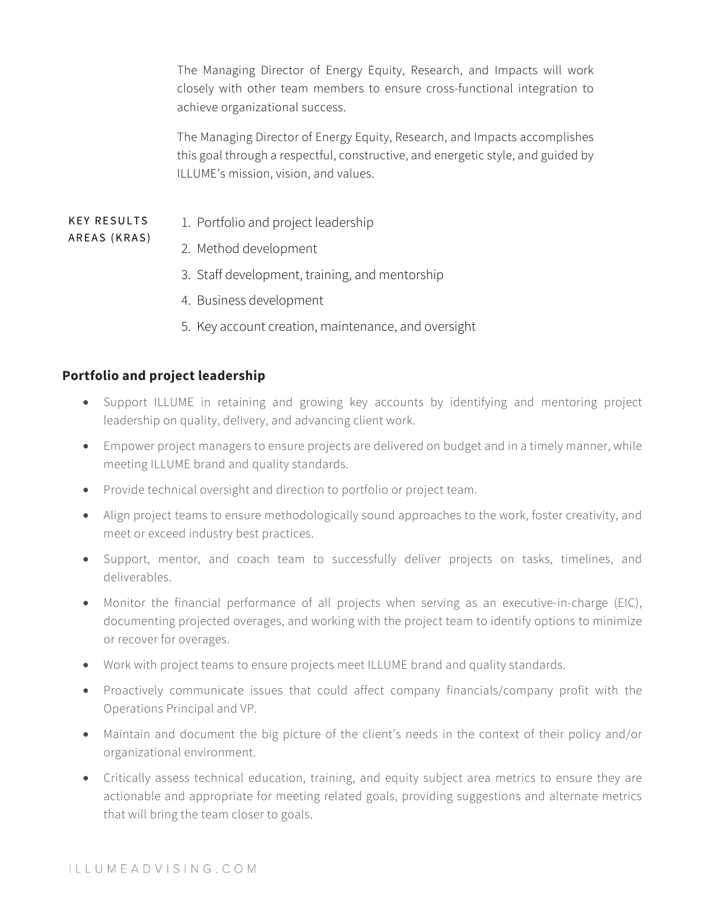The Managing Director of Energy Equity, Research, and Impacts will work closely with other team members to ensure cross-functional integration to achieve organizational success.

The Managing Director of Energy Equity, Research, and Impacts accomplishes this goal through a respectful, constructive, and energetic style, and guided by ILLUME's mission, vision, and values.

KEY RESULTS AREAS (KRAS)

1. Portfolio and project leadership
2. Method development
3. Staff development, training, and mentorship
4. Business development
5. Key account creation, maintenance, and oversight

**Portfolio and project leadership**

- Support ILLUME in retaining and growing key accounts by identifying and mentoring project leadership on quality, delivery, and advancing client work.
- Empower project managers to ensure projects are delivered on budget and in a timely manner, while meeting ILLUME brand and quality standards.
- Provide technical oversight and direction to portfolio or project team.
- Align project teams to ensure methodologically sound approaches to the work, foster creativity, and meet or exceed industry best practices.
- Support, mentor, and coach team to successfully deliver projects on tasks, timelines, and deliverables.
- Monitor the financial performance of all projects when serving as an executive-in-charge (EIC), documenting projected overages, and working with the project team to identify options to minimize or recover for overages.
- Work with project teams to ensure projects meet ILLUME brand and quality standards.
- Proactively communicate issues that could affect company financials/company profit with the Operations Principal and VP.
- Maintain and document the big picture of the client's needs in the context of their policy and/or organizational environment.
- Critically assess technical education, training, and equity subject area metrics to ensure they are actionable and appropriate for meeting related goals, providing suggestions and alternate metrics that will bring the team closer to goals.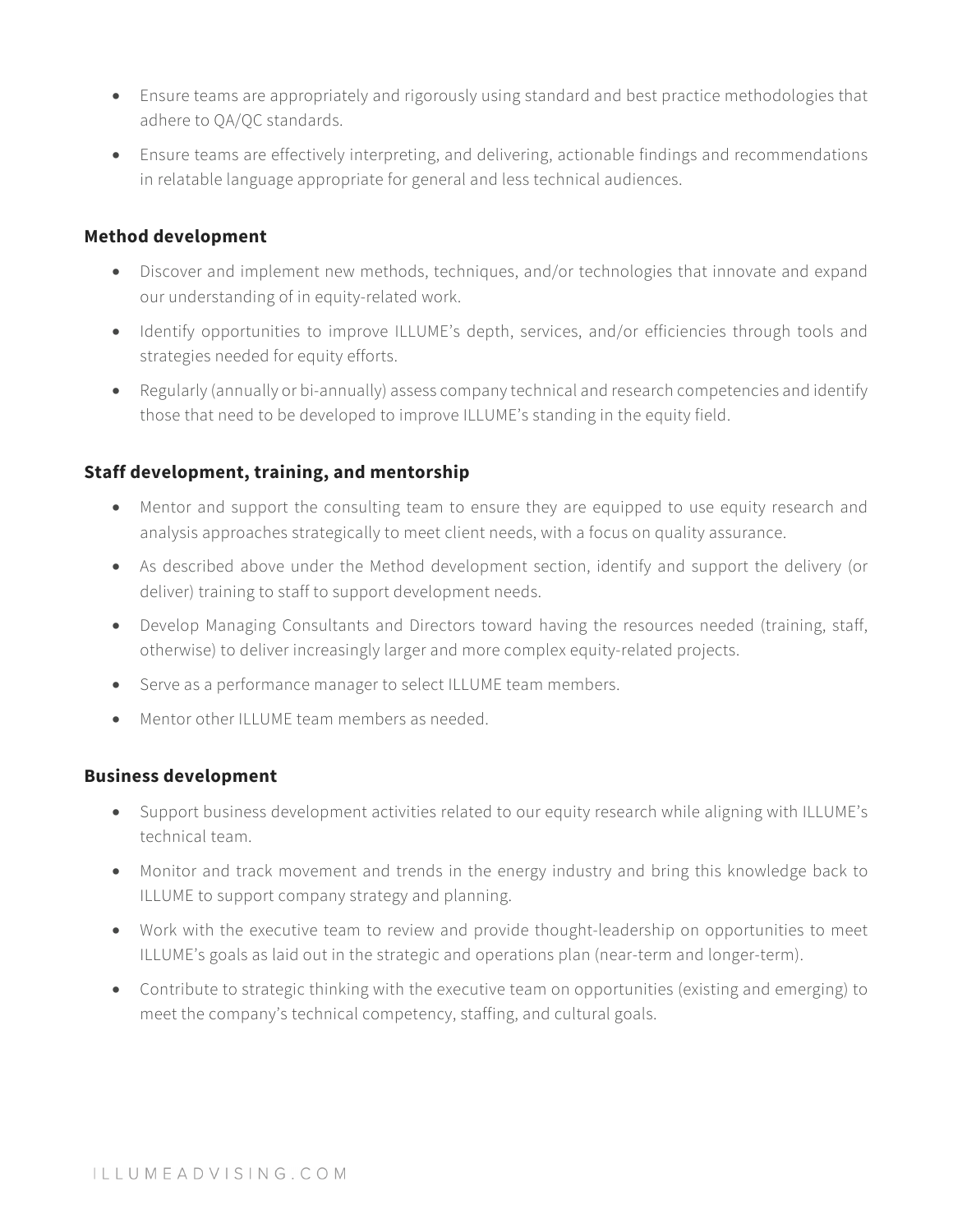- Ensure teams are appropriately and rigorously using standard and best practice methodologies that adhere to QA/QC standards.
- Ensure teams are effectively interpreting, and delivering, actionable findings and recommendations in relatable language appropriate for general and less technical audiences.

### Method development

- Discover and implement new methods, techniques, and/or technologies that innovate and expand our understanding of in equity-related work.
- Identify opportunities to improve ILLUME's depth, services, and/or efficiencies through tools and strategies needed for equity efforts.
- Regularly (annually or bi-annually) assess company technical and research competencies and identify those that need to be developed to improve ILLUME's standing in the equity field.

### Staff development, training, and mentorship

- Mentor and support the consulting team to ensure they are equipped to use equity research and analysis approaches strategically to meet client needs, with a focus on quality assurance.
- As described above under the Method development section, identify and support the delivery (or deliver) training to staff to support development needs.
- Develop Managing Consultants and Directors toward having the resources needed (training, staff, otherwise) to deliver increasingly larger and more complex equity-related projects.
- Serve as a performance manager to select ILLUME team members.
- Mentor other ILLUME team members as needed.

### Business development

- Support business development activities related to our equity research while aligning with ILLUME's technical team.
- Monitor and track movement and trends in the energy industry and bring this knowledge back to ILLUME to support company strategy and planning.
- Work with the executive team to review and provide thought-leadership on opportunities to meet ILLUME's goals as laid out in the strategic and operations plan (near-term and longer-term).
- Contribute to strategic thinking with the executive team on opportunities (existing and emerging) to meet the company's technical competency, staffing, and cultural goals.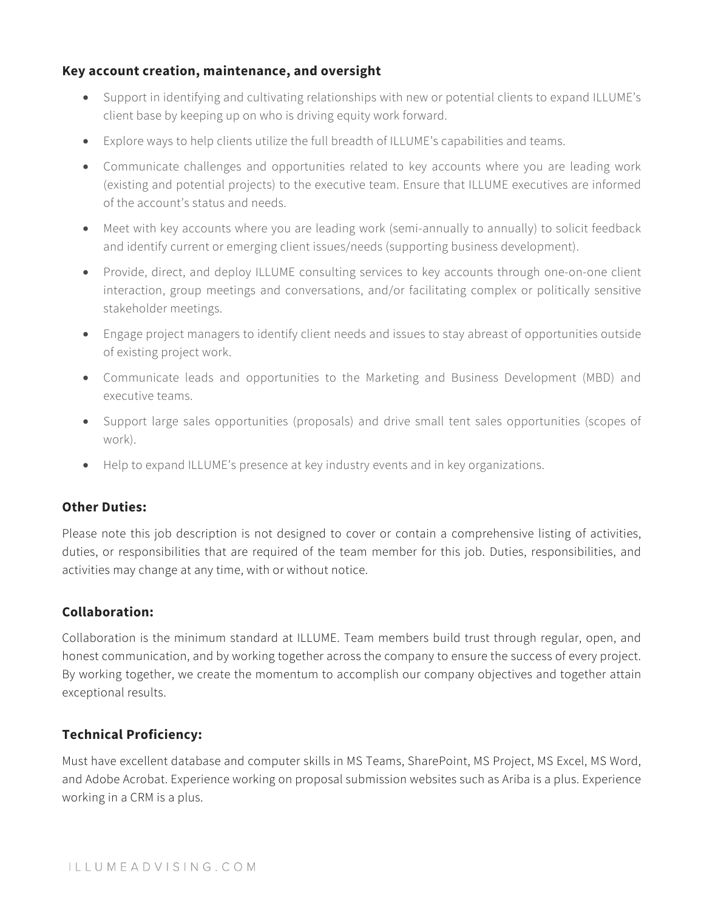### Key account creation, maintenance, and oversight

- Support in identifying and cultivating relationships with new or potential clients to expand ILLUME's client base by keeping up on who is driving equity work forward.
- Explore ways to help clients utilize the full breadth of ILLUME's capabilities and teams.
- Communicate challenges and opportunities related to key accounts where you are leading work (existing and potential projects) to the executive team. Ensure that ILLUME executives are informed of the account's status and needs.
- Meet with key accounts where you are leading work (semi-annually to annually) to solicit feedback and identify current or emerging client issues/needs (supporting business development).
- Provide, direct, and deploy ILLUME consulting services to key accounts through one-on-one client interaction, group meetings and conversations, and/or facilitating complex or politically sensitive stakeholder meetings.
- Engage project managers to identify client needs and issues to stay abreast of opportunities outside of existing project work.
- Communicate leads and opportunities to the Marketing and Business Development (MBD) and executive teams.
- Support large sales opportunities (proposals) and drive small tent sales opportunities (scopes of work).
- Help to expand ILLUME's presence at key industry events and in key organizations.

### Other Duties:

Please note this job description is not designed to cover or contain a comprehensive listing of activities, duties, or responsibilities that are required of the team member for this job. Duties, responsibilities, and activities may change at any time, with or without notice.

### Collaboration:

Collaboration is the minimum standard at ILLUME. Team members build trust through regular, open, and honest communication, and by working together across the company to ensure the success of every project. By working together, we create the momentum to accomplish our company objectives and together attain exceptional results.

### Technical Proficiency:

Must have excellent database and computer skills in MS Teams, SharePoint, MS Project, MS Excel, MS Word, and Adobe Acrobat. Experience working on proposal submission websites such as Ariba is a plus. Experience working in a CRM is a plus.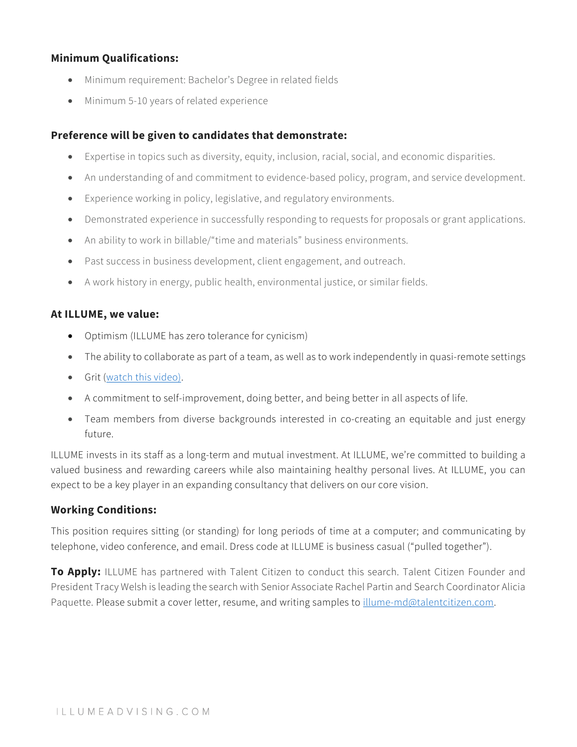### Minimum Qualifications:

- Minimum requirement: Bachelor's Degree in related fields
- Minimum 5-10 years of related experience

### Preference will be given to candidates that demonstrate:

- Expertise in topics such as diversity, equity, inclusion, racial, social, and economic disparities.
- An understanding of and commitment to evidence-based policy, program, and service development.
- Experience working in policy, legislative, and regulatory environments.
- Demonstrated experience in successfully responding to requests for proposals or grant applications.
- An ability to work in billable/"time and materials" business environments.
- Past success in business development, client engagement, and outreach.
- A work history in energy, public health, environmental justice, or similar fields.

### At ILLUME, we value:

- Optimism (ILLUME has zero tolerance for cynicism)
- The ability to collaborate as part of a team, as well as to work independently in quasi-remote settings
- Grit (watch this video).
- A commitment to self-improvement, doing better, and being better in all aspects of life.
- Team members from diverse backgrounds interested in co-creating an equitable and just energy future.

ILLUME invests in its staff as a long-term and mutual investment. At ILLUME, we're committed to building a valued business and rewarding careers while also maintaining healthy personal lives. At ILLUME, you can expect to be a key player in an expanding consultancy that delivers on our core vision.

### Working Conditions:

This position requires sitting (or standing) for long periods of time at a computer; and communicating by telephone, video conference, and email. Dress code at ILLUME is business casual ("pulled together").

**To Apply:** ILLUME has partnered with Talent Citizen to conduct this search. Talent Citizen Founder and President Tracy Welsh is leading the search with Senior Associate Rachel Partin and Search Coordinator Alicia Paquette. Please submit a cover letter, resume, and writing samples to illume-md@talentcitizen.com.